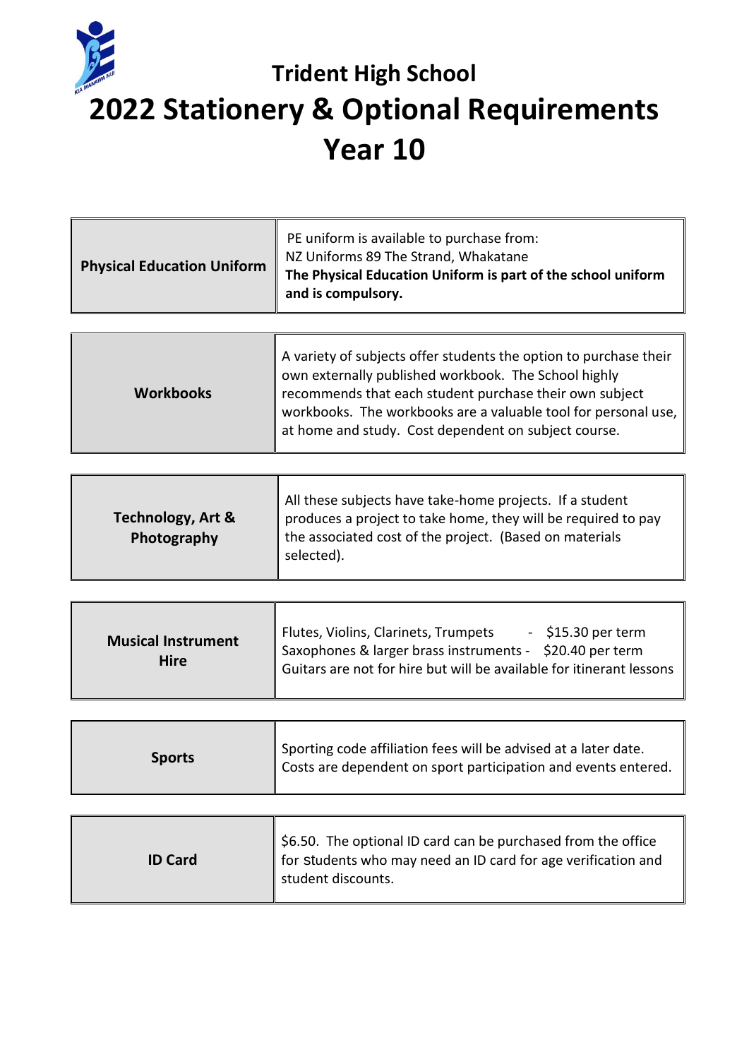# Trident High School

# 2022 Stationery & Optional Requirements

# Year 10

| | |
|---|---|
| **Physical Education Uniform** | PE uniform is available to purchase from:<br>NZ Uniforms 89 The Strand, Whakatane<br>**The Physical Education Uniform is part of the school uniform and is compulsory.** |

| | |
|---|---|
| **Workbooks** | A variety of subjects offer students the option to purchase their own externally published workbook. The School highly recommends that each student purchase their own subject workbooks. The workbooks are a valuable tool for personal use, at home and study. Cost dependent on subject course. |

| | |
|---|---|
| **Technology, Art & Photography** | All these subjects have take-home projects. If a student produces a project to take home, they will be required to pay the associated cost of the project. (Based on materials selected). |

| | |
|---|---|
| **Musical Instrument Hire** | Flutes, Violins, Clarinets, Trumpets - $15.30 per term<br>Saxophones & larger brass instruments - $20.40 per term<br>Guitars are not for hire but will be available for itinerant lessons |

| | |
|---|---|
| **Sports** | Sporting code affiliation fees will be advised at a later date. Costs are dependent on sport participation and events entered. |

| | |
|---|---|
| **ID Card** | $6.50. The optional ID card can be purchased from the office for students who may need an ID card for age verification and student discounts. |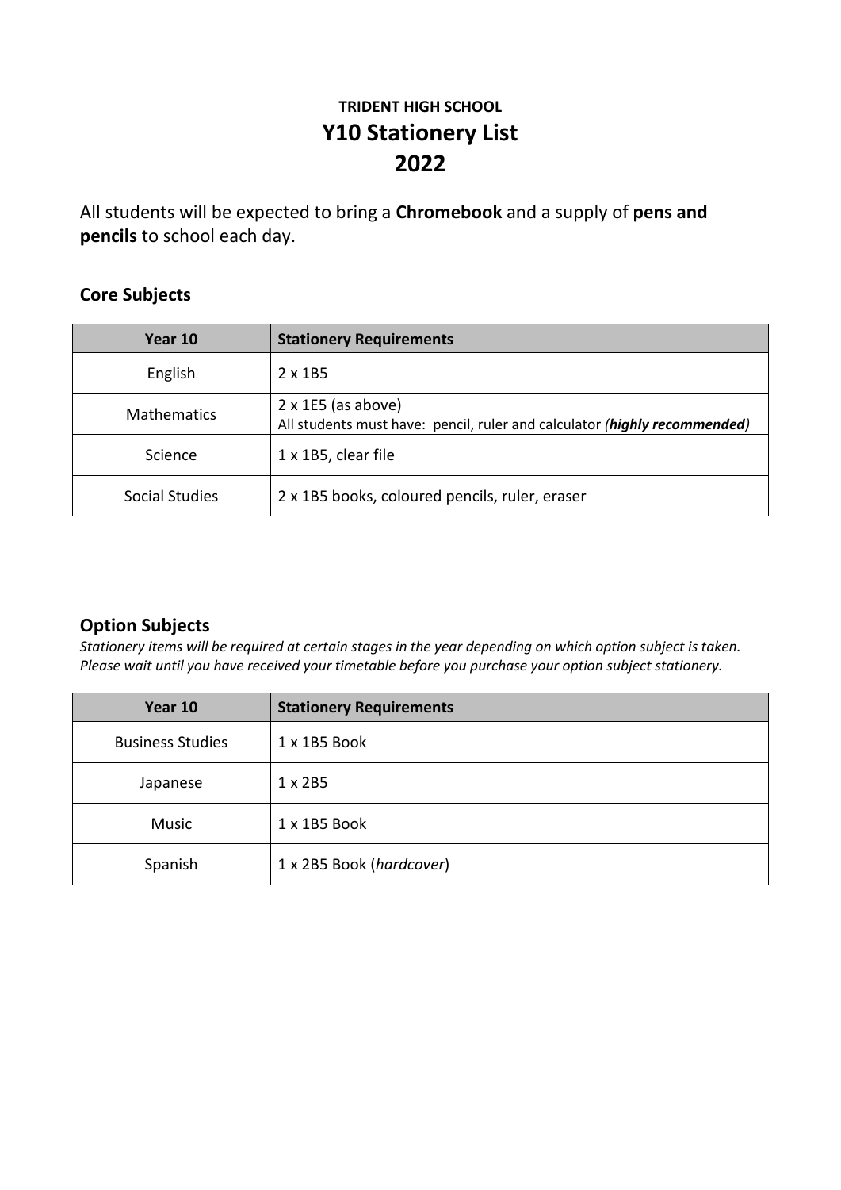# TRIDENT HIGH SCHOOL
# Y10 Stationery List
# 2022

All students will be expected to bring a **Chromebook** and a supply of **pens and pencils** to school each day.

## Core Subjects

| Year 10 | Stationery Requirements |
|---|---|
| English | 2 x 1B5 |
| Mathematics | 2 x 1E5 (as above)<br>All students must have: pencil, ruler and calculator *(**highly recommended**)* |
| Science | 1 x 1B5, clear file |
| Social Studies | 2 x 1B5 books, coloured pencils, ruler, eraser |

## Option Subjects

*Stationery items will be required at certain stages in the year depending on which option subject is taken. Please wait until you have received your timetable before you purchase your option subject stationery.*

| Year 10 | Stationery Requirements |
|---|---|
| Business Studies | 1 x 1B5 Book |
| Japanese | 1 x 2B5 |
| Music | 1 x 1B5 Book |
| Spanish | 1 x 2B5 Book (*hardcover*) |